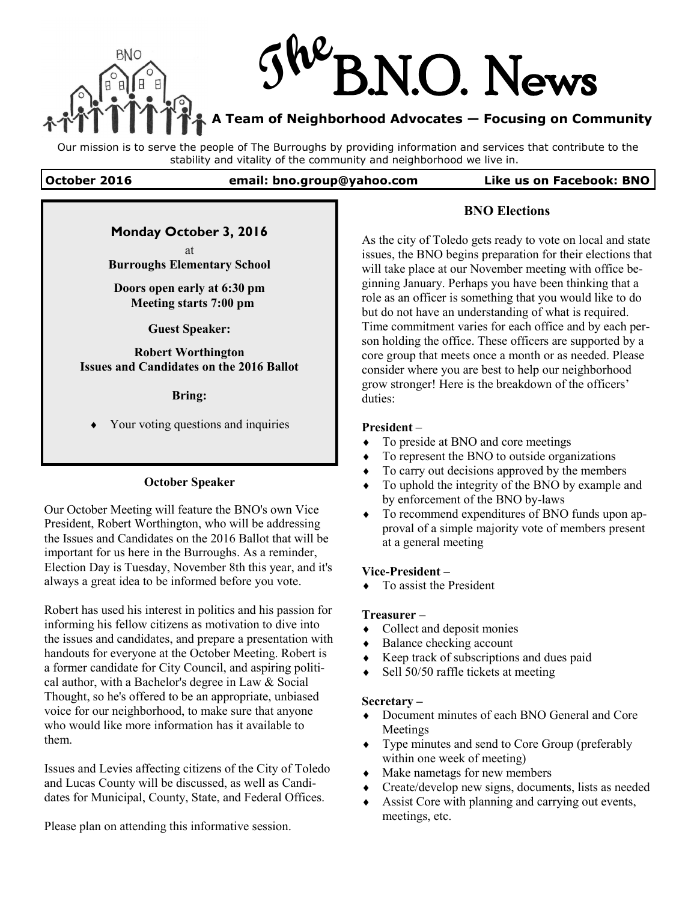# The B.N.O. News

**A Team of Neighborhood Advocates — Focusing on Community**

Our mission is to serve the people of The Burroughs by providing information and services that contribute to the stability and vitality of the community and neighborhood we live in.

**October 2016** | **email: bno.group@yahoo.com** | **Like us on Facebook: BNO**

---

**Monday October 3, 2016**

at

**Burroughs Elementary School**

**Doors open early at 6:30 pm**
**Meeting starts 7:00 pm**

**Guest Speaker:**

**Robert Worthington**
**Issues and Candidates on the 2016 Ballot**

**Bring:**

- Your voting questions and inquiries

---

### October Speaker

Our October Meeting will feature the BNO's own Vice President, Robert Worthington, who will be addressing the Issues and Candidates on the 2016 Ballot that will be important for us here in the Burroughs. As a reminder, Election Day is Tuesday, November 8th this year, and it's always a great idea to be informed before you vote.

Robert has used his interest in politics and his passion for informing his fellow citizens as motivation to dive into the issues and candidates, and prepare a presentation with handouts for everyone at the October Meeting. Robert is a former candidate for City Council, and aspiring political author, with a Bachelor's degree in Law & Social Thought, so he's offered to be an appropriate, unbiased voice for our neighborhood, to make sure that anyone who would like more information has it available to them.

Issues and Levies affecting citizens of the City of Toledo and Lucas County will be discussed, as well as Candidates for Municipal, County, State, and Federal Offices.

Please plan on attending this informative session.

### BNO Elections

As the city of Toledo gets ready to vote on local and state issues, the BNO begins preparation for their elections that will take place at our November meeting with office beginning January. Perhaps you have been thinking that a role as an officer is something that you would like to do but do not have an understanding of what is required. Time commitment varies for each office and by each person holding the office. These officers are supported by a core group that meets once a month or as needed. Please consider where you are best to help our neighborhood grow stronger! Here is the breakdown of the officers' duties:

**President** –

- To preside at BNO and core meetings
- To represent the BNO to outside organizations
- To carry out decisions approved by the members
- To uphold the integrity of the BNO by example and by enforcement of the BNO by-laws
- To recommend expenditures of BNO funds upon approval of a simple majority vote of members present at a general meeting

**Vice-President –**

- To assist the President

**Treasurer –**

- Collect and deposit monies
- Balance checking account
- Keep track of subscriptions and dues paid
- Sell 50/50 raffle tickets at meeting

**Secretary –**

- Document minutes of each BNO General and Core Meetings
- Type minutes and send to Core Group (preferably within one week of meeting)
- Make nametags for new members
- Create/develop new signs, documents, lists as needed
- Assist Core with planning and carrying out events, meetings, etc.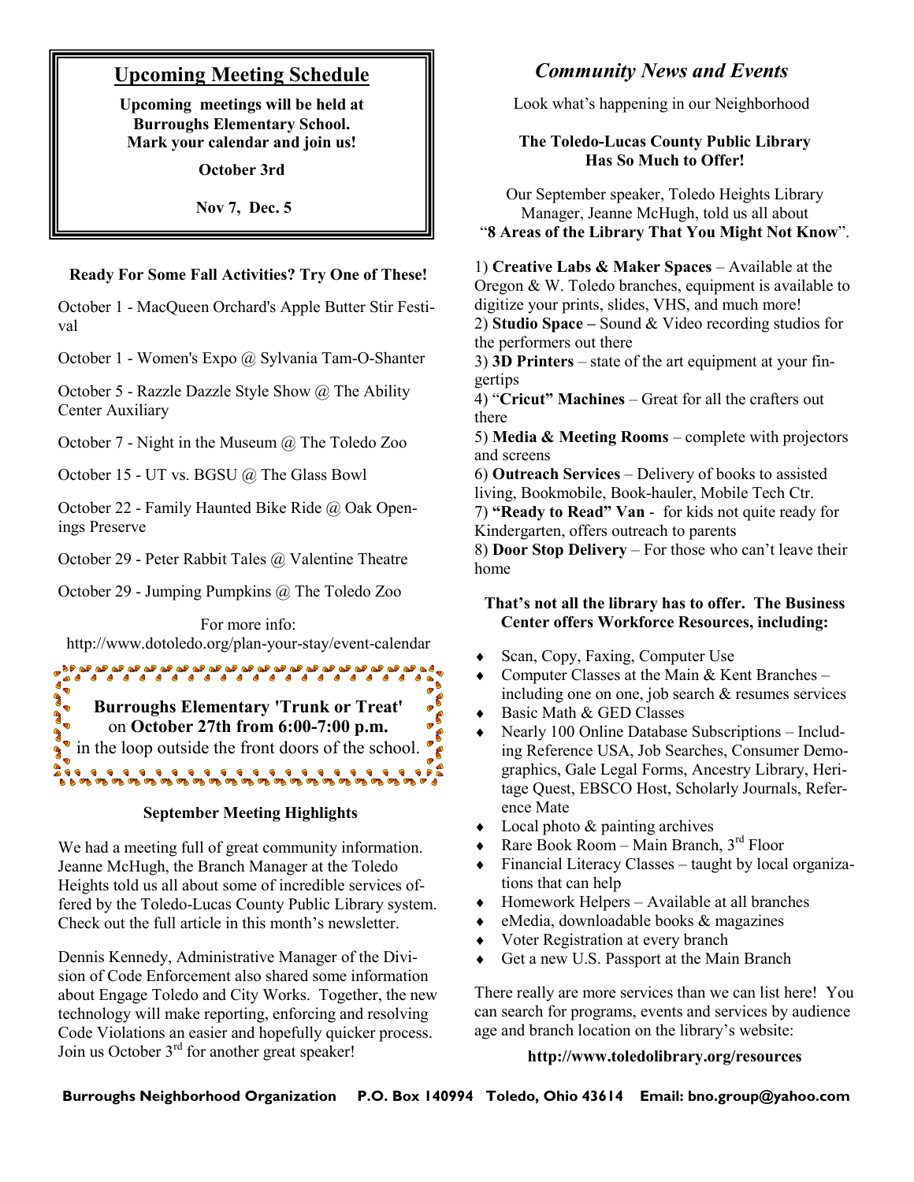## Upcoming Meeting Schedule

**Upcoming meetings will be held at Burroughs Elementary School. Mark your calendar and join us!**

**October 3rd**

**Nov 7, Dec. 5**

### Ready For Some Fall Activities? Try One of These!

October 1 - MacQueen Orchard's Apple Butter Stir Festival

October 1 - Women's Expo @ Sylvania Tam-O-Shanter

October 5 - Razzle Dazzle Style Show @ The Ability Center Auxiliary

October 7 - Night in the Museum @ The Toledo Zoo

October 15 - UT vs. BGSU @ The Glass Bowl

October 22 - Family Haunted Bike Ride @ Oak Openings Preserve

October 29 - Peter Rabbit Tales @ Valentine Theatre

October 29 - Jumping Pumpkins @ The Toledo Zoo

For more info:
http://www.dotoledo.org/plan-your-stay/event-calendar

**Burroughs Elementary 'Trunk or Treat'** on **October 27th from 6:00-7:00 p.m.** in the loop outside the front doors of the school.

### September Meeting Highlights

We had a meeting full of great community information. Jeanne McHugh, the Branch Manager at the Toledo Heights told us all about some of incredible services offered by the Toledo-Lucas County Public Library system. Check out the full article in this month's newsletter.

Dennis Kennedy, Administrative Manager of the Division of Code Enforcement also shared some information about Engage Toledo and City Works. Together, the new technology will make reporting, enforcing and resolving Code Violations an easier and hopefully quicker process. Join us October 3rd for another great speaker!

## *Community News and Events*

Look what's happening in our Neighborhood

### The Toledo-Lucas County Public Library Has So Much to Offer!

Our September speaker, Toledo Heights Library Manager, Jeanne McHugh, told us all about "**8 Areas of the Library That You Might Not Know**".

1) **Creative Labs & Maker Spaces** – Available at the Oregon & W. Toledo branches, equipment is available to digitize your prints, slides, VHS, and much more!
2) **Studio Space –** Sound & Video recording studios for the performers out there
3) **3D Printers** – state of the art equipment at your fingertips
4) "**Cricut" Machines** – Great for all the crafters out there
5) **Media & Meeting Rooms** – complete with projectors and screens
6) **Outreach Services** – Delivery of books to assisted living, Bookmobile, Book-hauler, Mobile Tech Ctr.
7) **"Ready to Read" Van** - for kids not quite ready for Kindergarten, offers outreach to parents
8) **Door Stop Delivery** – For those who can't leave their home

**That's not all the library has to offer. The Business Center offers Workforce Resources, including:**

- Scan, Copy, Faxing, Computer Use
- Computer Classes at the Main & Kent Branches – including one on one, job search & resumes services
- Basic Math & GED Classes
- Nearly 100 Online Database Subscriptions – Including Reference USA, Job Searches, Consumer Demographics, Gale Legal Forms, Ancestry Library, Heritage Quest, EBSCO Host, Scholarly Journals, Reference Mate
- Local photo & painting archives
- Rare Book Room – Main Branch, 3rd Floor
- Financial Literacy Classes – taught by local organizations that can help
- Homework Helpers – Available at all branches
- eMedia, downloadable books & magazines
- Voter Registration at every branch
- Get a new U.S. Passport at the Main Branch

There really are more services than we can list here! You can search for programs, events and services by audience age and branch location on the library's website:

**http://www.toledolibrary.org/resources**

**Burroughs Neighborhood Organization P.O. Box 140994 Toledo, Ohio 43614 Email: bno.group@yahoo.com**